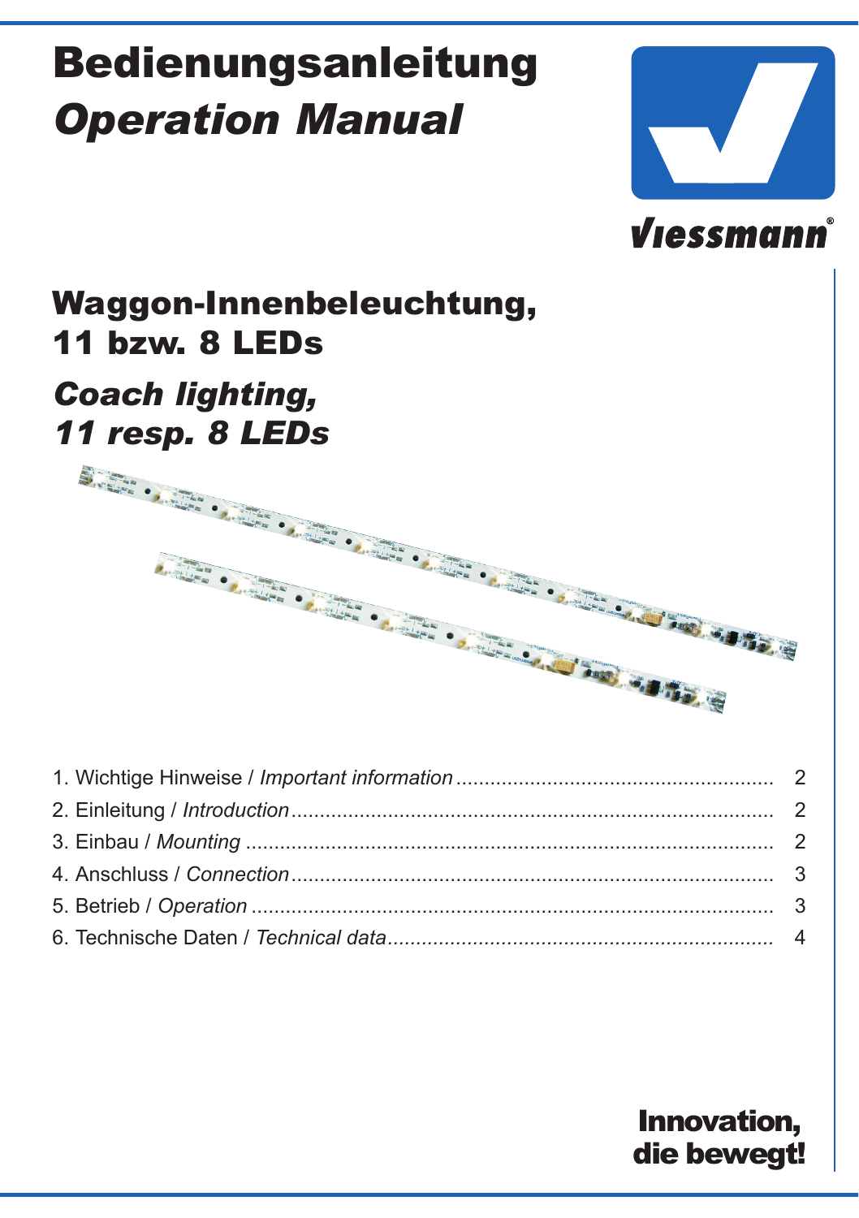# Bedienungsanleitung
# *Operation Manual*

Viessmann

## Waggon-Innenbeleuchtung, 11 bzw. 8 LEDs

## *Coach lighting, 11 resp. 8 LEDs*

1. Wichtige Hinweise / *Important information* ........................................ 2
2. Einleitung / *Introduction* ........................................ 2
3. Einbau / *Mounting* ........................................ 2
4. Anschluss / *Connection* ........................................ 3
5. Betrieb / *Operation* ........................................ 3
6. Technische Daten / *Technical data* ........................................ 4

**Innovation, die bewegt!**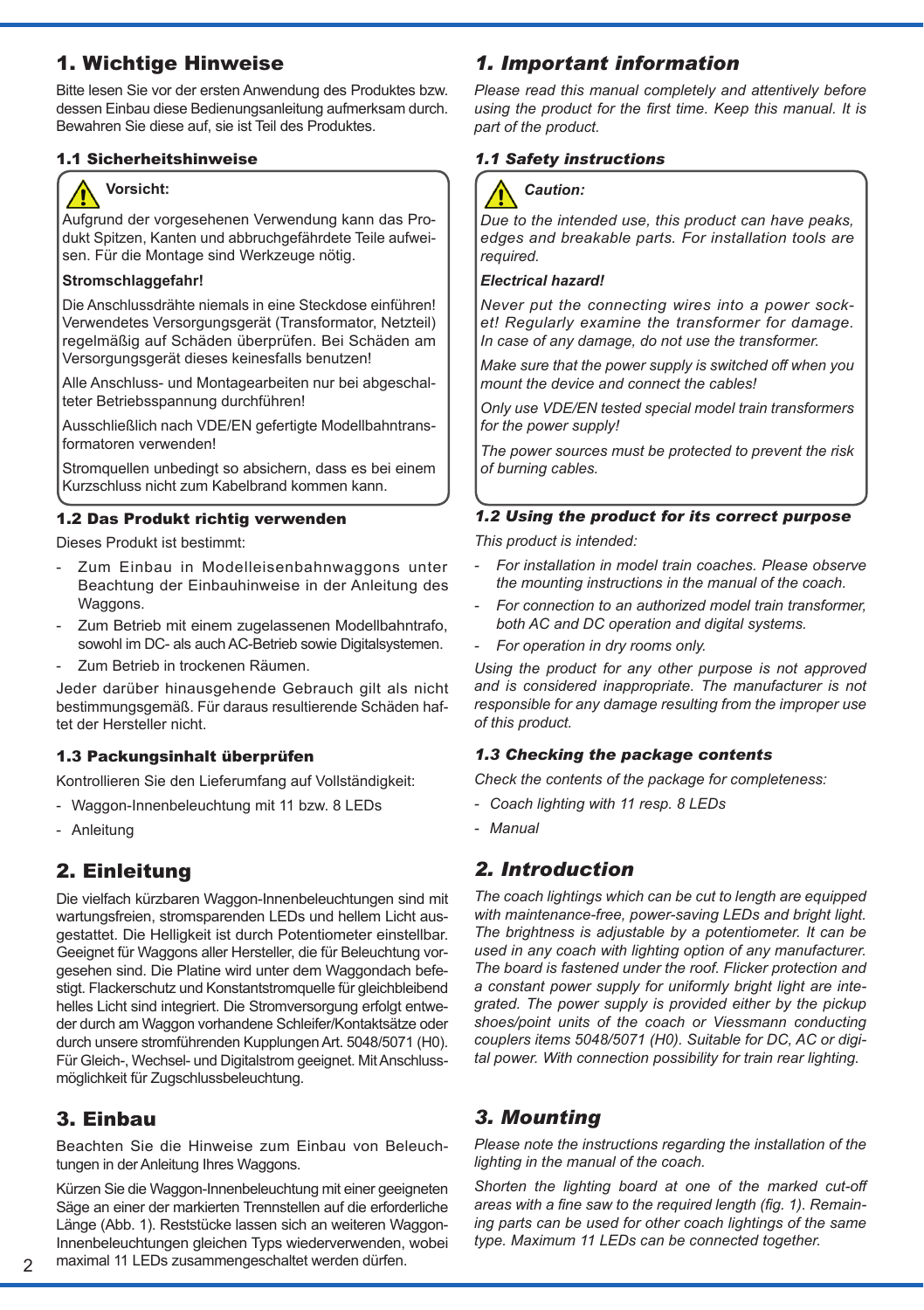# 1. Wichtige Hinweise

Bitte lesen Sie vor der ersten Anwendung des Produktes bzw. dessen Einbau diese Bedienungsanleitung aufmerksam durch. Bewahren Sie diese auf, sie ist Teil des Produktes.

### 1.1 Sicherheitshinweise

**Vorsicht:**

Aufgrund der vorgesehenen Verwendung kann das Produkt Spitzen, Kanten und abbruchgefährdete Teile aufweisen. Für die Montage sind Werkzeuge nötig.

**Stromschlaggefahr!**

Die Anschlussdrähte niemals in eine Steckdose einführen! Verwendetes Versorgungsgerät (Transformator, Netzteil) regelmäßig auf Schäden überprüfen. Bei Schäden am Versorgungsgerät dieses keinesfalls benutzen!

Alle Anschluss- und Montagearbeiten nur bei abgeschalteter Betriebsspannung durchführen!

Ausschließlich nach VDE/EN gefertigte Modellbahntransformatoren verwenden!

Stromquellen unbedingt so absichern, dass es bei einem Kurzschluss nicht zum Kabelbrand kommen kann.

### 1.2 Das Produkt richtig verwenden

Dieses Produkt ist bestimmt:

- Zum Einbau in Modelleisenbahnwaggons unter Beachtung der Einbauhinweise in der Anleitung des Waggons.
- Zum Betrieb mit einem zugelassenen Modellbahntrafo, sowohl im DC- als auch AC-Betrieb sowie Digitalsystemen.
- Zum Betrieb in trockenen Räumen.

Jeder darüber hinausgehende Gebrauch gilt als nicht bestimmungsgemäß. Für daraus resultierende Schäden haftet der Hersteller nicht.

### 1.3 Packungsinhalt überprüfen

Kontrollieren Sie den Lieferumfang auf Vollständigkeit:

- Waggon-Innenbeleuchtung mit 11 bzw. 8 LEDs
- Anleitung

# 2. Einleitung

Die vielfach kürzbaren Waggon-Innenbeleuchtungen sind mit wartungsfreien, stromsparenden LEDs und hellem Licht ausgestattet. Die Helligkeit ist durch Potentiometer einstellbar. Geeignet für Waggons aller Hersteller, die für Beleuchtung vorgesehen sind. Die Platine wird unter dem Waggondach befestigt. Flackerschutz und Konstantstromquelle für gleichbleibend helles Licht sind integriert. Die Stromversorgung erfolgt entweder durch am Waggon vorhandene Schleifer/Kontaktsätze oder durch unsere stromführenden Kupplungen Art. 5048/5071 (H0). Für Gleich-, Wechsel- und Digitalstrom geeignet. Mit Anschlussmöglichkeit für Zugschlussbeleuchtung.

# 3. Einbau

Beachten Sie die Hinweise zum Einbau von Beleuchtungen in der Anleitung Ihres Waggons.

Kürzen Sie die Waggon-Innenbeleuchtung mit einer geeigneten Säge an einer der markierten Trennstellen auf die erforderliche Länge (Abb. 1). Reststücke lassen sich an weiteren Waggon-Innenbeleuchtungen gleichen Typs wiederverwenden, wobei maximal 11 LEDs zusammengeschaltet werden dürfen.

# *1. Important information*

*Please read this manual completely and attentively before using the product for the first time. Keep this manual. It is part of the product.*

### *1.1 Safety instructions*

***Caution:***

*Due to the intended use, this product can have peaks, edges and breakable parts. For installation tools are required.*

***Electrical hazard!***

*Never put the connecting wires into a power socket! Regularly examine the transformer for damage. In case of any damage, do not use the transformer.*

*Make sure that the power supply is switched off when you mount the device and connect the cables!*

*Only use VDE/EN tested special model train transformers for the power supply!*

*The power sources must be protected to prevent the risk of burning cables.*

### *1.2 Using the product for its correct purpose*

*This product is intended:*

- *For installation in model train coaches. Please observe the mounting instructions in the manual of the coach.*
- *For connection to an authorized model train transformer, both AC and DC operation and digital systems.*
- *For operation in dry rooms only.*

*Using the product for any other purpose is not approved and is considered inappropriate. The manufacturer is not responsible for any damage resulting from the improper use of this product.*

### *1.3 Checking the package contents*

*Check the contents of the package for completeness:*

- *Coach lighting with 11 resp. 8 LEDs*
- *Manual*

# *2. Introduction*

*The coach lightings which can be cut to length are equipped with maintenance-free, power-saving LEDs and bright light. The brightness is adjustable by a potentiometer. It can be used in any coach with lighting option of any manufacturer. The board is fastened under the roof. Flicker protection and a constant power supply for uniformly bright light are integrated. The power supply is provided either by the pickup shoes/point units of the coach or Viessmann conducting couplers items 5048/5071 (H0). Suitable for DC, AC or digital power. With connection possibility for train rear lighting.*

# *3. Mounting*

*Please note the instructions regarding the installation of the lighting in the manual of the coach.*

*Shorten the lighting board at one of the marked cut-off areas with a fine saw to the required length (fig. 1). Remaining parts can be used for other coach lightings of the same type. Maximum 11 LEDs can be connected together.*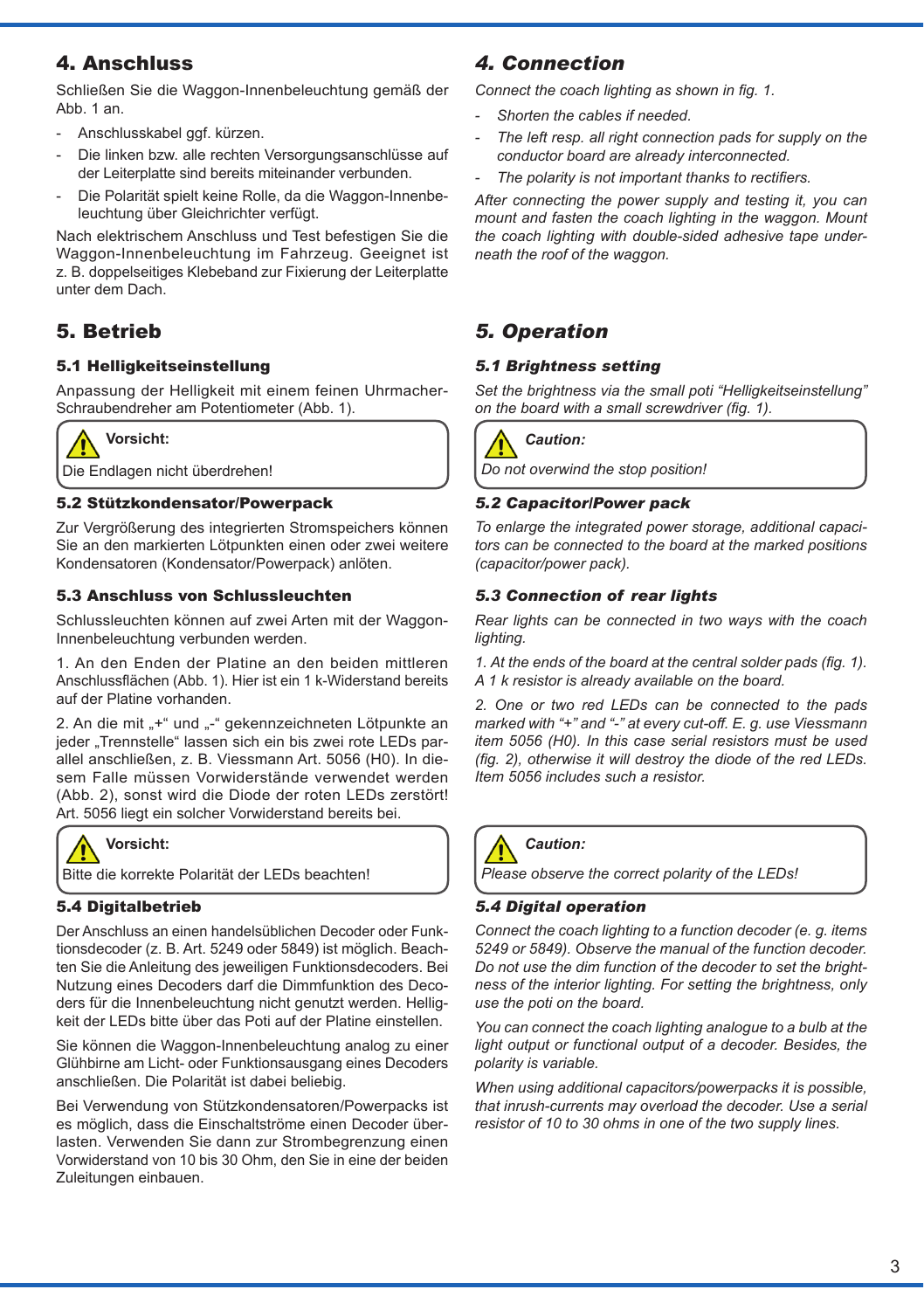## 4. Anschluss

Schließen Sie die Waggon-Innenbeleuchtung gemäß der Abb. 1 an.

- Anschlusskabel ggf. kürzen.
- Die linken bzw. alle rechten Versorgungsanschlüsse auf der Leiterplatte sind bereits miteinander verbunden.
- Die Polarität spielt keine Rolle, da die Waggon-Innenbeleuchtung über Gleichrichter verfügt.

Nach elektrischem Anschluss und Test befestigen Sie die Waggon-Innenbeleuchtung im Fahrzeug. Geeignet ist z. B. doppelseitiges Klebeband zur Fixierung der Leiterplatte unter dem Dach.

## 5. Betrieb

### 5.1 Helligkeitseinstellung

Anpassung der Helligkeit mit einem feinen Uhrmacher-Schraubendreher am Potentiometer (Abb. 1).

> **Vorsicht:**
>
> Die Endlagen nicht überdrehen!

### 5.2 Stützkondensator/Powerpack

Zur Vergrößerung des integrierten Stromspeichers können Sie an den markierten Lötpunkten einen oder zwei weitere Kondensatoren (Kondensator/Powerpack) anlöten.

### 5.3 Anschluss von Schlussleuchten

Schlussleuchten können auf zwei Arten mit der Waggon-Innenbeleuchtung verbunden werden.

1. An den Enden der Platine an den beiden mittleren Anschlussflächen (Abb. 1). Hier ist ein 1 k-Widerstand bereits auf der Platine vorhanden.

2. An die mit „+“ und „-“ gekennzeichneten Lötpunkte an jeder „Trennstelle“ lassen sich ein bis zwei rote LEDs parallel anschließen, z. B. Viessmann Art. 5056 (H0). In diesem Falle müssen Vorwiderstände verwendet werden (Abb. 2), sonst wird die Diode der roten LEDs zerstört! Art. 5056 liegt ein solcher Vorwiderstand bereits bei.

> **Vorsicht:**
>
> Bitte die korrekte Polarität der LEDs beachten!

### 5.4 Digitalbetrieb

Der Anschluss an einen handelsüblichen Decoder oder Funktionsdecoder (z. B. Art. 5249 oder 5849) ist möglich. Beachten Sie die Anleitung des jeweiligen Funktionsdecoders. Bei Nutzung eines Decoders darf die Dimmfunktion des Decoders für die Innenbeleuchtung nicht genutzt werden. Helligkeit der LEDs bitte über das Poti auf der Platine einstellen.

Sie können die Waggon-Innenbeleuchtung analog zu einer Glühbirne am Licht- oder Funktionsausgang eines Decoders anschließen. Die Polarität ist dabei beliebig.

Bei Verwendung von Stützkondensatoren/Powerpacks ist es möglich, dass die Einschaltströme einen Decoder überlasten. Verwenden Sie dann zur Strombegrenzung einen Vorwiderstand von 10 bis 30 Ohm, den Sie in eine der beiden Zuleitungen einbauen.

## *4. Connection*

*Connect the coach lighting as shown in fig. 1.*

- *Shorten the cables if needed.*
- *The left resp. all right connection pads for supply on the conductor board are already interconnected.*
- *The polarity is not important thanks to rectifiers.*

*After connecting the power supply and testing it, you can mount and fasten the coach lighting in the waggon. Mount the coach lighting with double-sided adhesive tape underneath the roof of the waggon.*

## *5. Operation*

### *5.1 Brightness setting*

*Set the brightness via the small poti “Helligkeitseinstellung” on the board with a small screwdriver (fig. 1).*

> ***Caution:***
>
> *Do not overwind the stop position!*

### *5.2 Capacitor/Power pack*

*To enlarge the integrated power storage, additional capacitors can be connected to the board at the marked positions (capacitor/power pack).*

### *5.3 Connection of rear lights*

*Rear lights can be connected in two ways with the coach lighting.*

*1. At the ends of the board at the central solder pads (fig. 1). A 1 k resistor is already available on the board.*

*2. One or two red LEDs can be connected to the pads marked with “+” and “-” at every cut-off. E. g. use Viessmann item 5056 (H0). In this case serial resistors must be used (fig. 2), otherwise it will destroy the diode of the red LEDs. Item 5056 includes such a resistor.*

> ***Caution:***
>
> *Please observe the correct polarity of the LEDs!*

### *5.4 Digital operation*

*Connect the coach lighting to a function decoder (e. g. items 5249 or 5849). Observe the manual of the function decoder. Do not use the dim function of the decoder to set the brightness of the interior lighting. For setting the brightness, only use the poti on the board.*

*You can connect the coach lighting analogue to a bulb at the light output or functional output of a decoder. Besides, the polarity is variable.*

*When using additional capacitors/powerpacks it is possible, that inrush-currents may overload the decoder. Use a serial resistor of 10 to 30 ohms in one of the two supply lines.*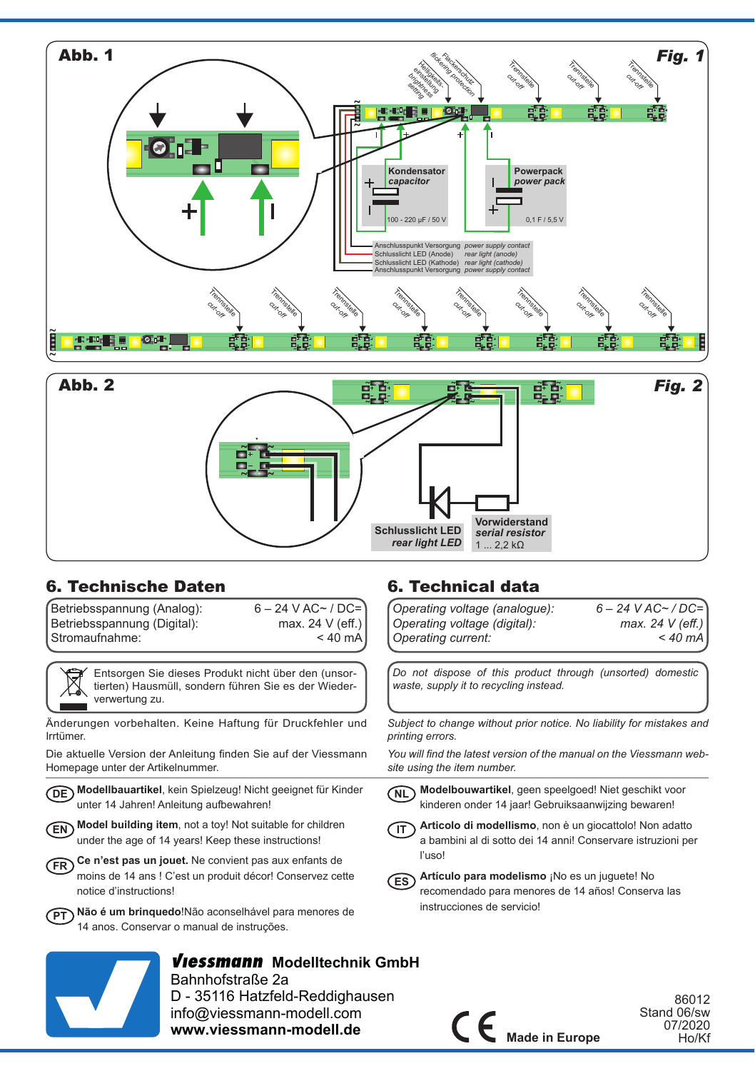**Abb. 1** **Fig. 1**

Flackerschutz
flickering protection

Helligkeitseinstellung
brightness setting

Trennstelle
cut-off

Kondensator
*capacitor*
100 - 220 µF / 50 V

Powerpack
*power pack*
0,1 F / 5,5 V

Anschlusspunkt Versorgung *power supply contact*
Schlusslicht LED (Anode) *rear light (anode)*
Schlusslicht LED (Kathode) *rear light (cathode)*
Anschlusspunkt Versorgung *power supply contact*

**Abb. 2** **Fig. 2**

Schlusslicht LED
*rear light LED*

Vorwiderstand
*serial resistor*
1 ... 2,2 kΩ

## 6. Technische Daten

| | |
|---|---|
| Betriebsspannung (Analog): | 6 – 24 V AC~ / DC= |
| Betriebsspannung (Digital): | max. 24 V (eff.) |
| Stromaufnahme: | < 40 mA |

Entsorgen Sie dieses Produkt nicht über den (unsortierten) Hausmüll, sondern führen Sie es der Wiederverwertung zu.

Änderungen vorbehalten. Keine Haftung für Druckfehler und Irrtümer.

Die aktuelle Version der Anleitung finden Sie auf der Viessmann Homepage unter der Artikelnummer.

## 6. Technical data

| | |
|---|---|
| *Operating voltage (analogue):* | *6 – 24 V AC~ / DC=* |
| *Operating voltage (digital):* | *max. 24 V (eff.)* |
| *Operating current:* | *< 40 mA* |

*Do not dispose of this product through (unsorted) domestic waste, supply it to recycling instead.*

*Subject to change without prior notice. No liability for mistakes and printing errors.*

*You will find the latest version of the manual on the Viessmann website using the item number.*

(DE) **Modellbauartikel**, kein Spielzeug! Nicht geeignet für Kinder unter 14 Jahren! Anleitung aufbewahren!

(EN) **Model building item**, not a toy! Not suitable for children under the age of 14 years! Keep these instructions!

(FR) **Ce n'est pas un jouet.** Ne convient pas aux enfants de moins de 14 ans ! C'est un produit décor! Conservez cette notice d'instructions!

(PT) **Não é um brinquedo**!Não aconselhável para menores de 14 anos. Conservar o manual de instruções.

(NL) **Modelbouwartikel**, geen speelgoed! Niet geschikt voor kinderen onder 14 jaar! Gebruiksaanwijzing bewaren!

(IT) **Articolo di modellismo**, non è un giocattolo! Non adatto a bambini al di sotto dei 14 anni! Conservare istruzioni per l'uso!

(ES) **Artículo para modelismo** ¡No es un juguete! No recomendado para menores de 14 años! Conserva las instrucciones de servicio!

**Viessmann Modelltechnik GmbH**
Bahnhofstraße 2a
D - 35116 Hatzfeld-Reddighausen
info@viessmann-modell.com
**www.viessmann-modell.de**

CE **Made in Europe**

86012
Stand 06/sw
07/2020
Ho/Kf